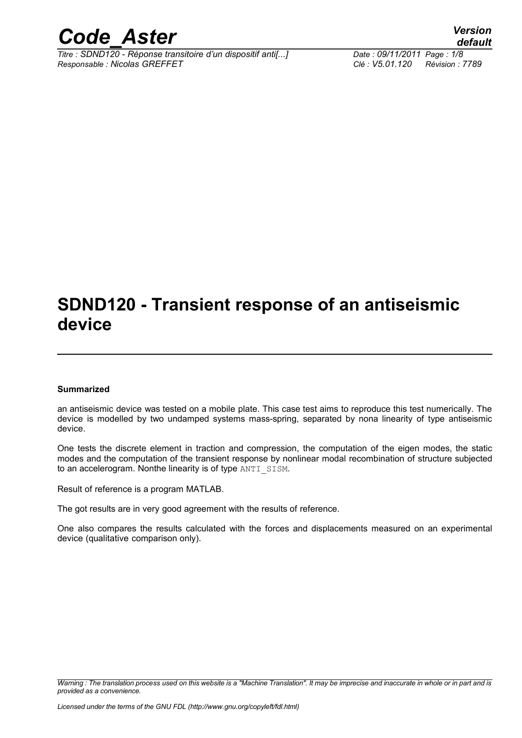# SDND120 - Transient response of an antiseismic device

**Summarized**

an antiseismic device was tested on a mobile plate. This case test aims to reproduce this test numerically. The device is modelled by two undamped systems mass-spring, separated by nona linearity of type antiseismic device.

One tests the discrete element in traction and compression, the computation of the eigen modes, the static modes and the computation of the transient response by nonlinear modal recombination of structure subjected to an accelerogram. Nonthe linearity is of type ANTI_SISM.

Result of reference is a program MATLAB.

The got results are in very good agreement with the results of reference.

One also compares the results calculated with the forces and displacements measured on an experimental device (qualitative comparison only).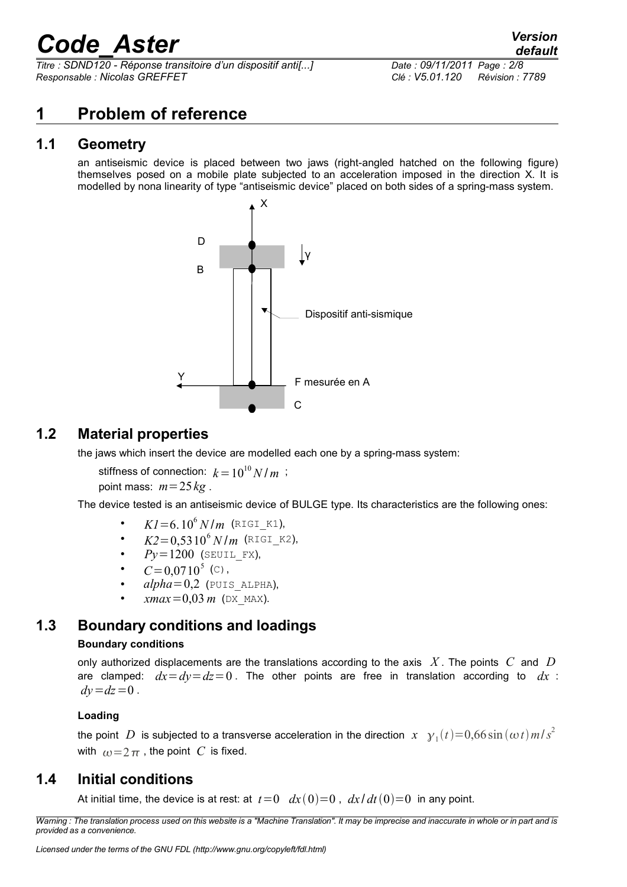# 1 Problem of reference

## 1.1 Geometry

an antiseismic device is placed between two jaws (right-angled hatched on the following figure) themselves posed on a mobile plate subjected to an acceleration imposed in the direction X. It is modelled by nona linearity of type "antiseismic device" placed on both sides of a spring-mass system.

## 1.2 Material properties

the jaws which insert the device are modelled each one by a spring-mass system:

stiffness of connection: $k=10^{10} N/m$ ;
point mass: $m=25\,kg$ .

The device tested is an antiseismic device of BULGE type. Its characteristics are the following ones:

- $K1=6.10^{6} N/m$ (RIGI_K1),
- $K2=0{,}53\,10^{6} N/m$ (RIGI_K2),
- $Py=1200$ (SEUIL_FX),
- $C=0{,}07\,10^{5}$ (C),
- $alpha=0{,}2$ (PUIS_ALPHA),
- $xmax=0{,}03\,m$ (DX_MAX).

## 1.3 Boundary conditions and loadings

**Boundary conditions**

only authorized displacements are the translations according to the axis $X$. The points $C$ and $D$ are clamped: $dx=dy=dz=0$. The other points are free in translation according to $dx$ : $dy=dz=0$.

**Loading**

the point $D$ is subjected to a transverse acceleration in the direction $x$ $\gamma_1(t)=0{,}66\sin(\omega t)\,m/s^2$ with $\omega=2\pi$ , the point $C$ is fixed.

## 1.4 Initial conditions

At initial time, the device is at rest: at $t=0$ $dx(0)=0$ , $dx/dt(0)=0$ in any point.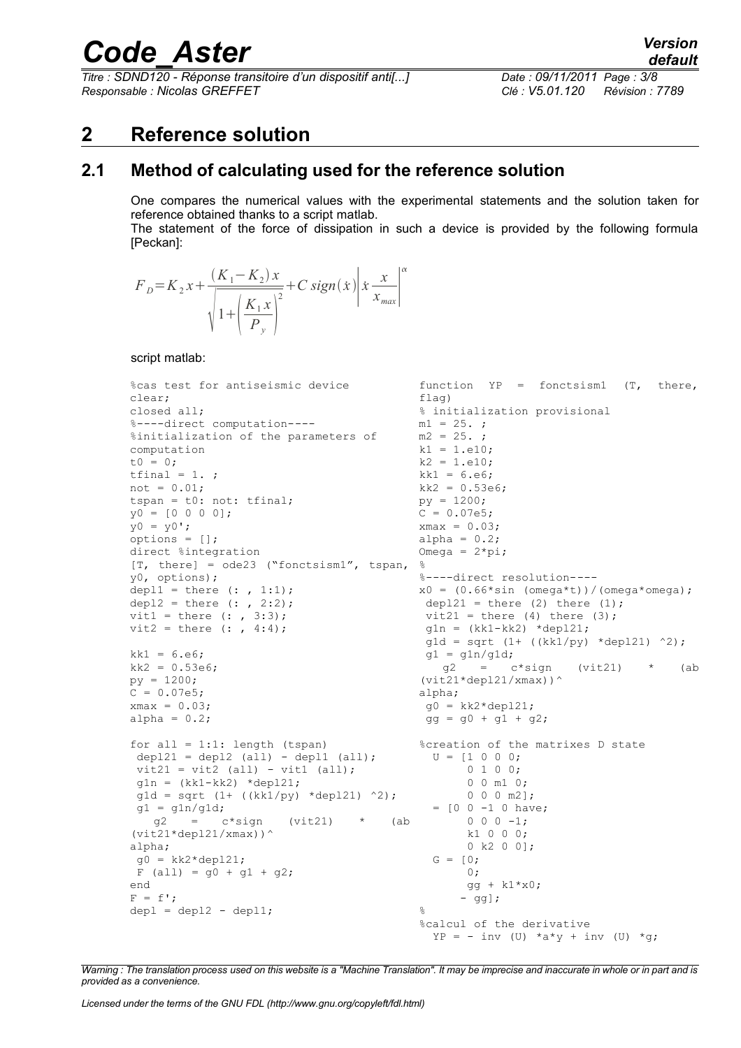# 2 Reference solution

## 2.1 Method of calculating used for the reference solution

One compares the numerical values with the experimental statements and the solution taken for reference obtained thanks to a script matlab.

The statement of the force of dissipation in such a device is provided by the following formula [Peckan]:

$$F_D = K_2 x + \frac{(K_1 - K_2) x}{\sqrt{1 + \left(\frac{K_1 x}{P_y}\right)^2}} + C\, sign(\dot{x}) \left| \dot{x} \frac{x}{x_{max}} \right|^{\alpha}$$

script matlab:

```
%cas test for antiseismic device
clear;
closed all;
%----direct computation----
%initialization of the parameters of
computation
t0 = 0;
tfinal = 1. ;
not = 0.01;
tspan = t0: not: tfinal;
y0 = [0 0 0 0];
y0 = y0';
options = [];
direct %integration
[T, there] = ode23 ("fonctsism1", tspan,
y0, options);
depl1 = there (: , 1:1);
depl2 = there (: , 2:2);
vit1 = there (: , 3:3);
vit2 = there (: , 4:4);

kk1 = 6.e6;
kk2 = 0.53e6;
py = 1200;
C = 0.07e5;
xmax = 0.03;
alpha = 0.2;

for all = 1:1: length (tspan)
 depl21 = depl2 (all) - depl1 (all);
 vit21 = vit2 (all) - vit1 (all);
 g1n = (kk1-kk2) *depl21;
 g1d = sqrt (1+ ((kk1/py) *depl21) ^2);
 g1 = g1n/g1d;
   g2   =   c*sign   (vit21)   *   (ab
(vit21*depl21/xmax))^
alpha;
 g0 = kk2*depl21;
 F (all) = g0 + g1 + g2;
end
F = f';
depl = depl2 - depl1;
```

```
function  YP  =  fonctsism1  (T,  there,
flag)
% initialization provisional
m1 = 25. ;
m2 = 25. ;
k1 = 1.e10;
k2 = 1.e10;
kk1 = 6.e6;
kk2 = 0.53e6;
py = 1200;
C = 0.07e5;
xmax = 0.03;
alpha = 0.2;
Omega = 2*pi;
%
%----direct resolution----
x0 = (0.66*sin (omega*t))/(omega*omega);
 depl21 = there (2) there (1);
 vit21 = there (4) there (3);
 g1n = (kk1-kk2) *depl21;
 g1d = sqrt (1+ ((kk1/py) *depl21) ^2);
 g1 = g1n/g1d;
   g2   =   c*sign   (vit21)   *   (ab
(vit21*depl21/xmax))^
alpha;
 g0 = kk2*depl21;
 gg = g0 + g1 + g2;

%creation of the matrixes D state
  U = [1 0 0 0;
       0 1 0 0;
       0 0 m1 0;
       0 0 0 m2];
   = [0 0 -1 0 have;
       0 0 0 -1;
       k1 0 0 0;
       0 k2 0 0];
  G = [0;
       0;
       gg + k1*x0;
      - gg];
%
%calcul of the derivative
  YP = - inv (U) *a*y + inv (U) *g;
```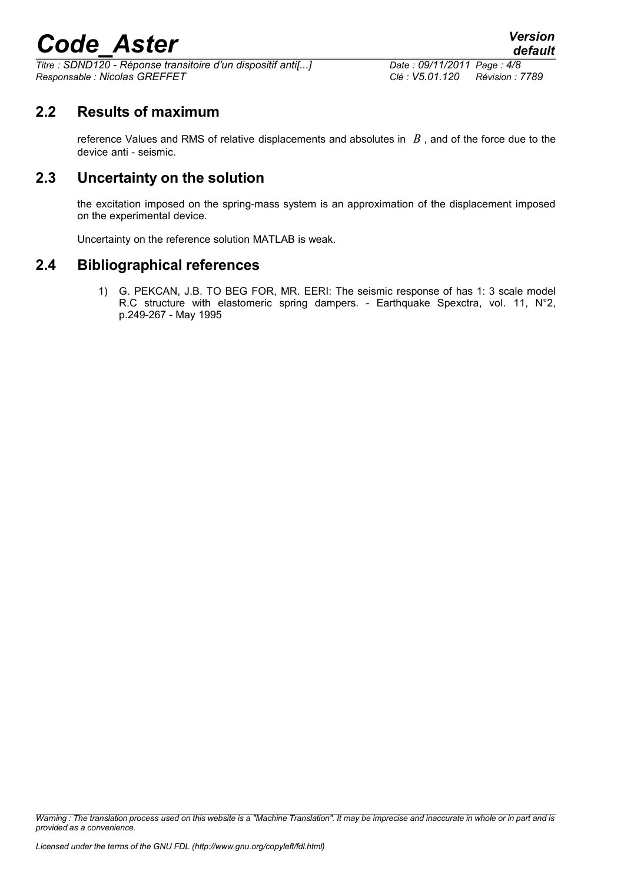## 2.2 Results of maximum

reference Values and RMS of relative displacements and absolutes in $B$ , and of the force due to the device anti - seismic.

## 2.3 Uncertainty on the solution

the excitation imposed on the spring-mass system is an approximation of the displacement imposed on the experimental device.

Uncertainty on the reference solution MATLAB is weak.

## 2.4 Bibliographical references

1) G. PEKCAN, J.B. TO BEG FOR, MR. EERI: The seismic response of has 1: 3 scale model R.C structure with elastomeric spring dampers. - Earthquake Spexctra, vol. 11, N°2, p.249-267 - May 1995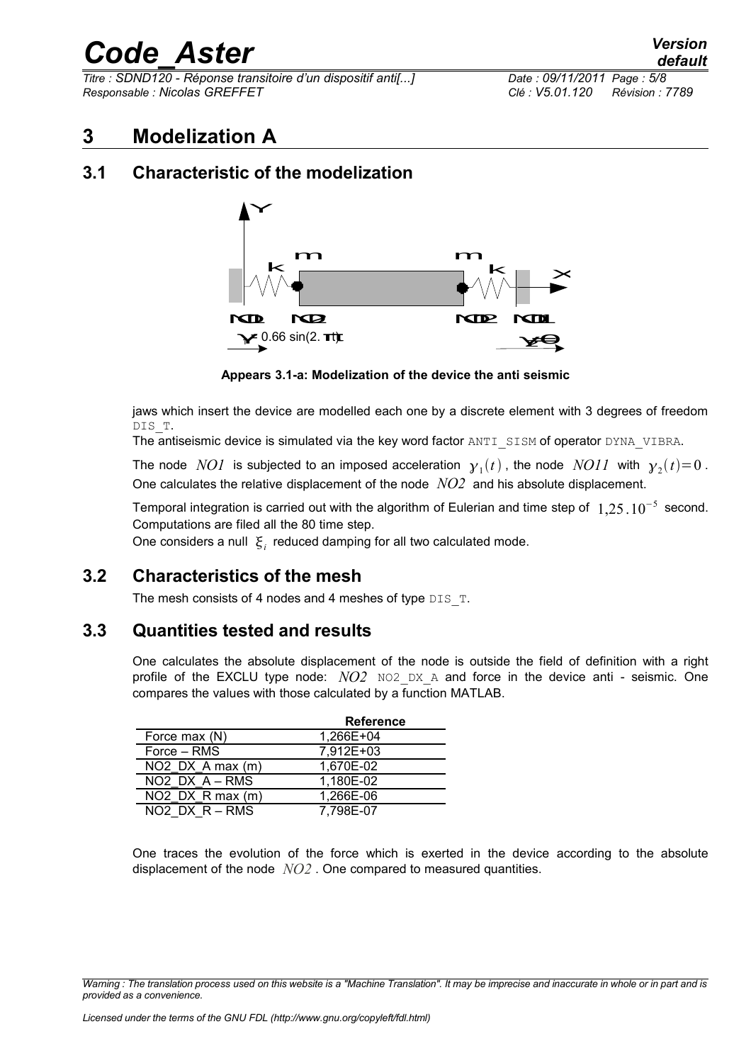# 3 Modelization A

## 3.1 Characteristic of the modelization

Appears 3.1-a: Modelization of the device the anti seismic

jaws which insert the device are modelled each one by a discrete element with 3 degrees of freedom DIS_T.

The antiseismic device is simulated via the key word factor ANTI_SISM of operator DYNA_VIBRA.

The node $NO1$ is subjected to an imposed acceleration $\gamma_1(t)$, the node $NO11$ with $\gamma_2(t)=0$. One calculates the relative displacement of the node $NO2$ and his absolute displacement.

Temporal integration is carried out with the algorithm of Eulerian and time step of $1{,}25 . 10^{-5}$ second. Computations are filed all the 80 time step.

One considers a null $\xi_i$ reduced damping for all two calculated mode.

## 3.2 Characteristics of the mesh

The mesh consists of 4 nodes and 4 meshes of type DIS_T.

## 3.3 Quantities tested and results

One calculates the absolute displacement of the node is outside the field of definition with a right profile of the EXCLU type node: $NO2$ NO2_DX_A and force in the device anti - seismic. One compares the values with those calculated by a function MATLAB.

| | Reference |
|---|---|
| Force max (N) | 1,266E+04 |
| Force – RMS | 7,912E+03 |
| NO2_DX_A max (m) | 1,670E-02 |
| NO2_DX_A – RMS | 1,180E-02 |
| NO2_DX_R max (m) | 1,266E-06 |
| NO2_DX_R – RMS | 7,798E-07 |

One traces the evolution of the force which is exerted in the device according to the absolute displacement of the node $NO2$. One compared to measured quantities.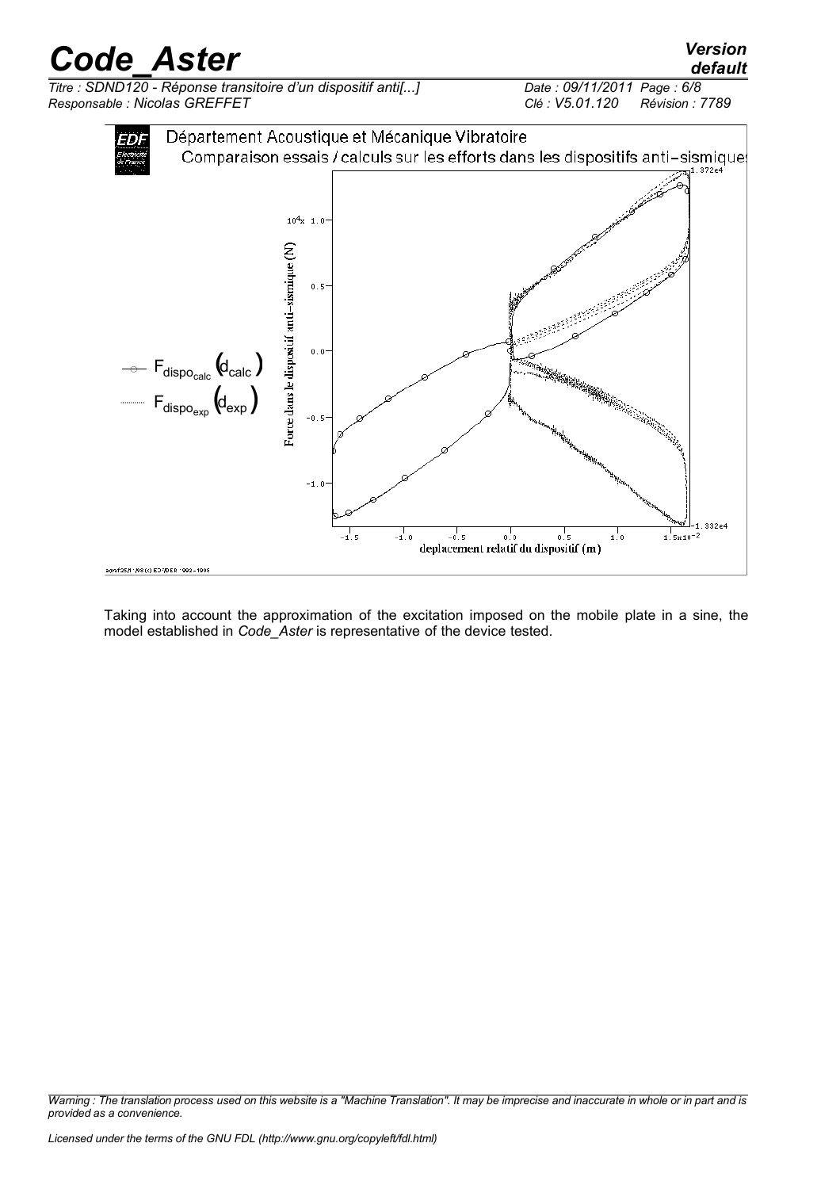Taking into account the approximation of the excitation imposed on the mobile plate in a sine, the model established in *Code_Aster* is representative of the device tested.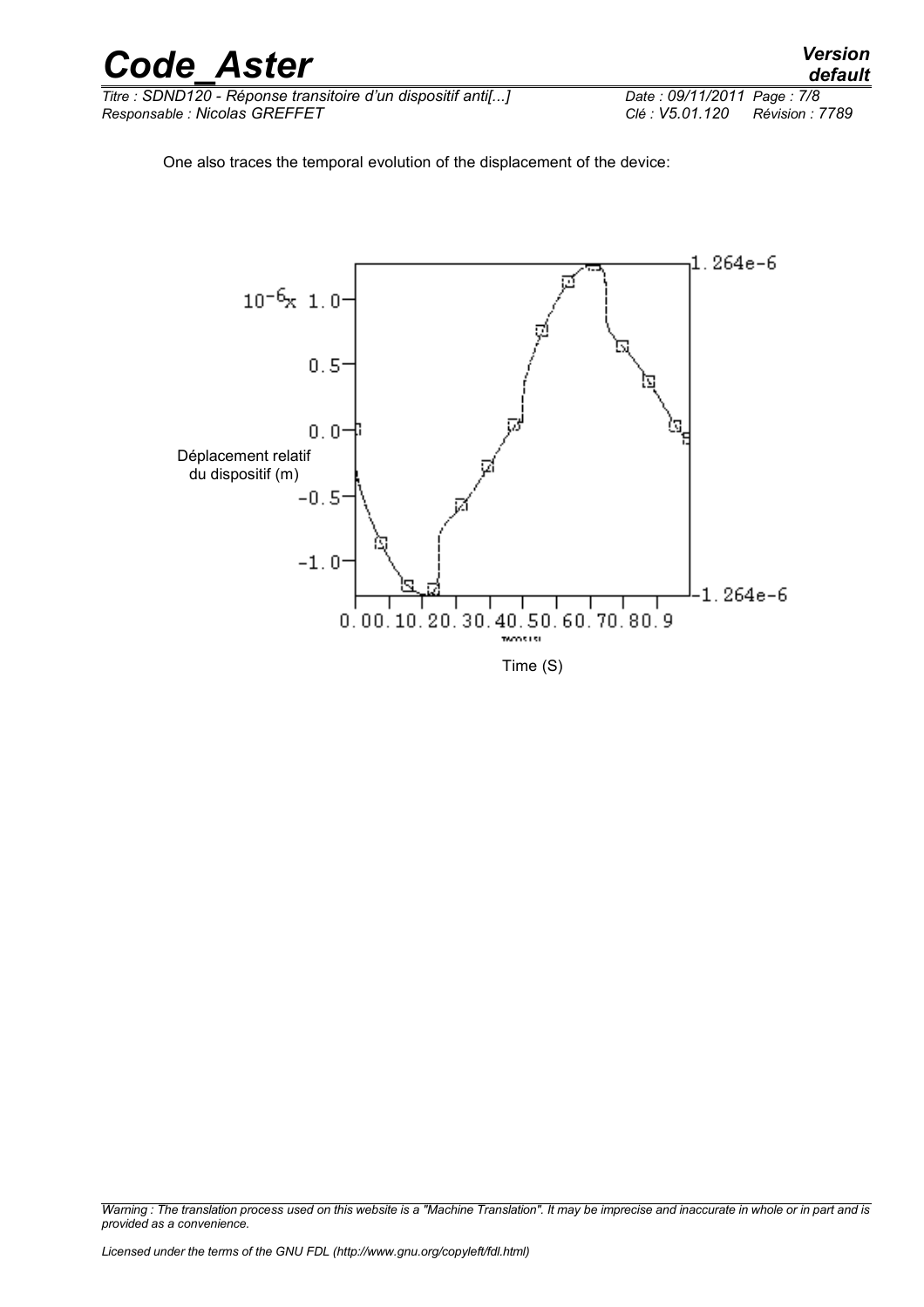One also traces the temporal evolution of the displacement of the device: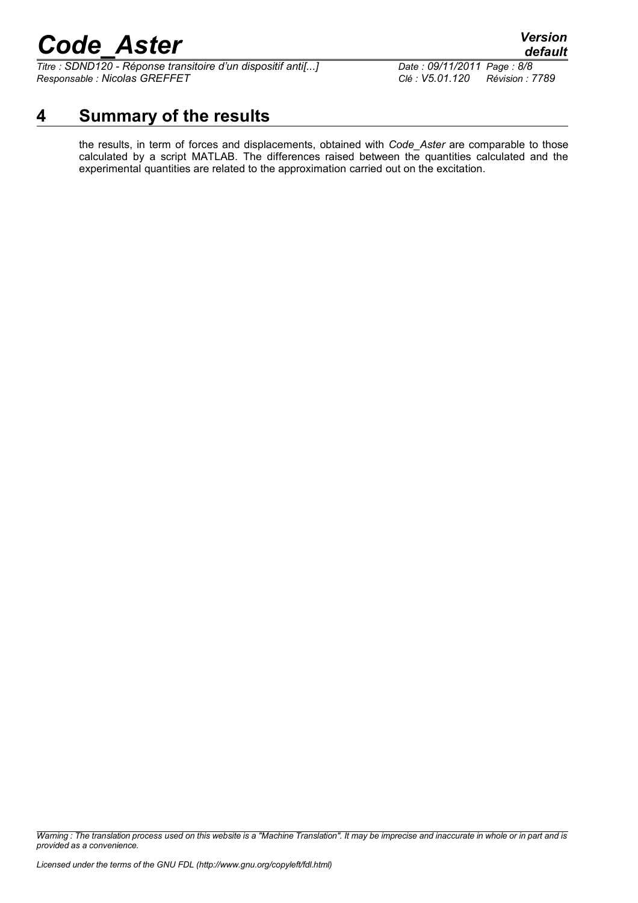# 4 Summary of the results

the results, in term of forces and displacements, obtained with *Code_Aster* are comparable to those calculated by a script MATLAB. The differences raised between the quantities calculated and the experimental quantities are related to the approximation carried out on the excitation.